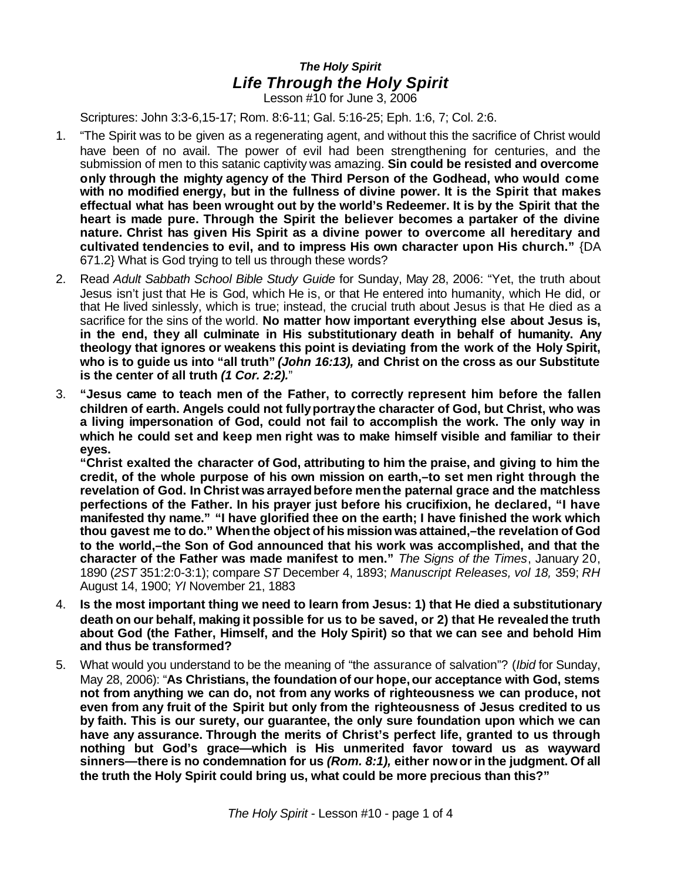# *The Holy Spirit*
## *Life Through the Holy Spirit*

Lesson #10 for June 3, 2006

Scriptures: John 3:3-6,15-17; Rom. 8:6-11; Gal. 5:16-25; Eph. 1:6, 7; Col. 2:6.

1. "The Spirit was to be given as a regenerating agent, and without this the sacrifice of Christ would have been of no avail. The power of evil had been strengthening for centuries, and the submission of men to this satanic captivity was amazing. **Sin could be resisted and overcome only through the mighty agency of the Third Person of the Godhead, who would come with no modified energy, but in the fullness of divine power. It is the Spirit that makes effectual what has been wrought out by the world's Redeemer. It is by the Spirit that the heart is made pure. Through the Spirit the believer becomes a partaker of the divine nature. Christ has given His Spirit as a divine power to overcome all hereditary and cultivated tendencies to evil, and to impress His own character upon His church."** {DA 671.2} What is God trying to tell us through these words?

2. Read *Adult Sabbath School Bible Study Guide* for Sunday, May 28, 2006: "Yet, the truth about Jesus isn't just that He is God, which He is, or that He entered into humanity, which He did, or that He lived sinlessly, which is true; instead, the crucial truth about Jesus is that He died as a sacrifice for the sins of the world. **No matter how important everything else about Jesus is, in the end, they all culminate in His substitutionary death in behalf of humanity. Any theology that ignores or weakens this point is deviating from the work of the Holy Spirit, who is to guide us into "all truth"** ***(John 16:13),*** **and Christ on the cross as our Substitute is the center of all truth** ***(1 Cor. 2:2).***"

3. **"Jesus came to teach men of the Father, to correctly represent him before the fallen children of earth. Angels could not fully portray the character of God, but Christ, who was a living impersonation of God, could not fail to accomplish the work. The only way in which he could set and keep men right was to make himself visible and familiar to their eyes.**

   **"Christ exalted the character of God, attributing to him the praise, and giving to him the credit, of the whole purpose of his own mission on earth,–to set men right through the revelation of God. In Christ was arrayed before men the paternal grace and the matchless perfections of the Father. In his prayer just before his crucifixion, he declared, "I have manifested thy name." "I have glorified thee on the earth; I have finished the work which thou gavest me to do." When the object of his mission was attained,–the revelation of God to the world,–the Son of God announced that his work was accomplished, and that the character of the Father was made manifest to men."** *The Signs of the Times*, January 20, 1890 (*2ST* 351:2:0-3:1); compare *ST* December 4, 1893; *Manuscript Releases, vol 18,* 359; *RH* August 14, 1900; *YI* November 21, 1883

4. **Is the most important thing we need to learn from Jesus: 1) that He died a substitutionary death on our behalf, making it possible for us to be saved, or 2) that He revealed the truth about God (the Father, Himself, and the Holy Spirit) so that we can see and behold Him and thus be transformed?**

5. What would you understand to be the meaning of "the assurance of salvation"? (*Ibid* for Sunday, May 28, 2006): "**As Christians, the foundation of our hope, our acceptance with God, stems not from anything we can do, not from any works of righteousness we can produce, not even from any fruit of the Spirit but only from the righteousness of Jesus credited to us by faith. This is our surety, our guarantee, the only sure foundation upon which we can have any assurance. Through the merits of Christ's perfect life, granted to us through nothing but God's grace—which is His unmerited favor toward us as wayward sinners—there is no condemnation for us** ***(Rom. 8:1),*** **either now or in the judgment. Of all the truth the Holy Spirit could bring us, what could be more precious than this?"**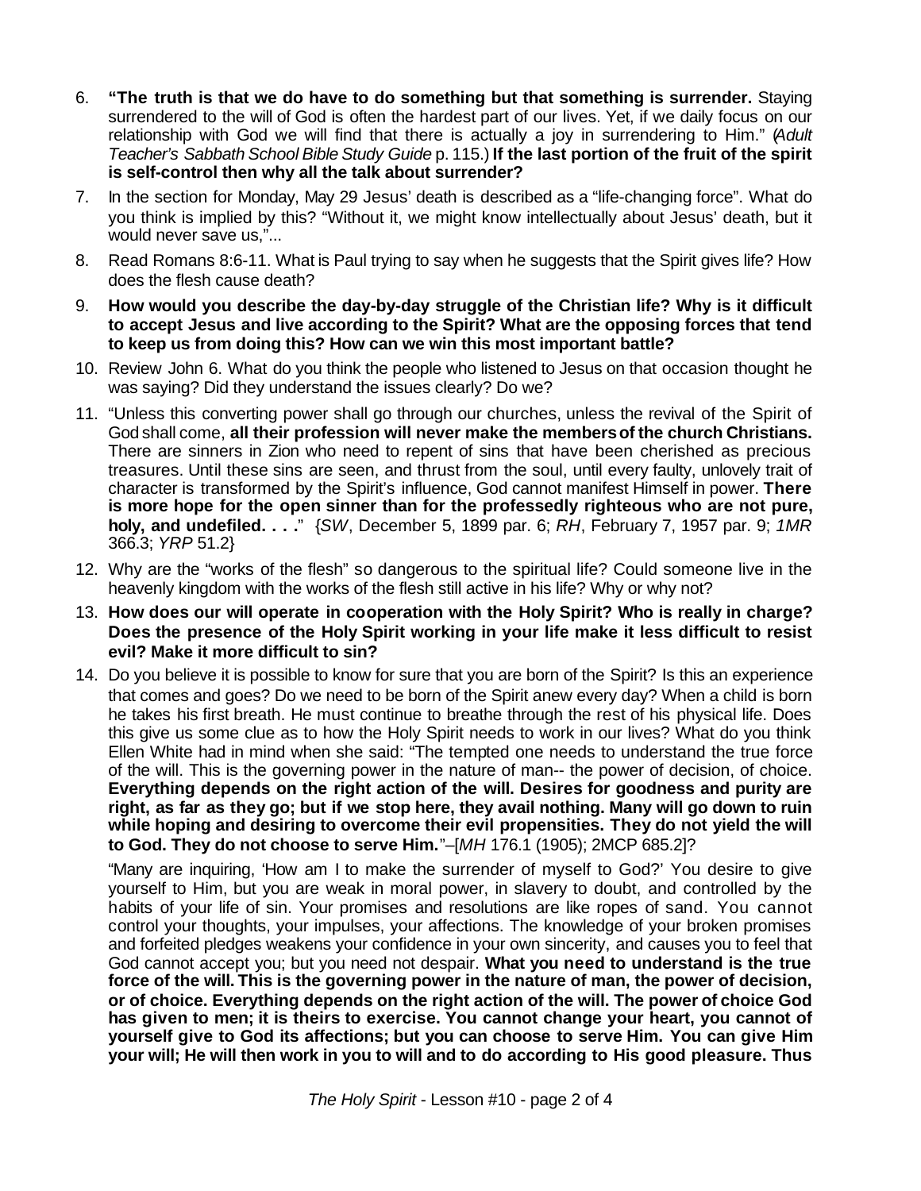6. **"The truth is that we do have to do something but that something is surrender.** Staying surrendered to the will of God is often the hardest part of our lives. Yet, if we daily focus on our relationship with God we will find that there is actually a joy in surrendering to Him." (*Adult Teacher's Sabbath School Bible Study Guide* p. 115.) **If the last portion of the fruit of the spirit is self-control then why all the talk about surrender?**

7. In the section for Monday, May 29 Jesus' death is described as a "life-changing force". What do you think is implied by this? "Without it, we might know intellectually about Jesus' death, but it would never save us,"...

8. Read Romans 8:6-11. What is Paul trying to say when he suggests that the Spirit gives life? How does the flesh cause death?

9. **How would you describe the day-by-day struggle of the Christian life? Why is it difficult to accept Jesus and live according to the Spirit? What are the opposing forces that tend to keep us from doing this? How can we win this most important battle?**

10. Review John 6. What do you think the people who listened to Jesus on that occasion thought he was saying? Did they understand the issues clearly? Do we?

11. "Unless this converting power shall go through our churches, unless the revival of the Spirit of God shall come, **all their profession will never make the members of the church Christians.** There are sinners in Zion who need to repent of sins that have been cherished as precious treasures. Until these sins are seen, and thrust from the soul, until every faulty, unlovely trait of character is transformed by the Spirit's influence, God cannot manifest Himself in power. **There is more hope for the open sinner than for the professedly righteous who are not pure, holy, and undefiled. . . .**" {*SW*, December 5, 1899 par. 6; *RH*, February 7, 1957 par. 9; *1MR* 366.3; *YRP* 51.2}

12. Why are the "works of the flesh" so dangerous to the spiritual life? Could someone live in the heavenly kingdom with the works of the flesh still active in his life? Why or why not?

13. **How does our will operate in cooperation with the Holy Spirit? Who is really in charge? Does the presence of the Holy Spirit working in your life make it less difficult to resist evil? Make it more difficult to sin?**

14. Do you believe it is possible to know for sure that you are born of the Spirit? Is this an experience that comes and goes? Do we need to be born of the Spirit anew every day? When a child is born he takes his first breath. He must continue to breathe through the rest of his physical life. Does this give us some clue as to how the Holy Spirit needs to work in our lives? What do you think Ellen White had in mind when she said: "The tempted one needs to understand the true force of the will. This is the governing power in the nature of man-- the power of decision, of choice. **Everything depends on the right action of the will. Desires for goodness and purity are right, as far as they go; but if we stop here, they avail nothing. Many will go down to ruin while hoping and desiring to overcome their evil propensities. They do not yield the will to God. They do not choose to serve Him.**"–[*MH* 176.1 (1905); 2MCP 685.2]?

   "Many are inquiring, 'How am I to make the surrender of myself to God?' You desire to give yourself to Him, but you are weak in moral power, in slavery to doubt, and controlled by the habits of your life of sin. Your promises and resolutions are like ropes of sand. You cannot control your thoughts, your impulses, your affections. The knowledge of your broken promises and forfeited pledges weakens your confidence in your own sincerity, and causes you to feel that God cannot accept you; but you need not despair. **What you need to understand is the true force of the will. This is the governing power in the nature of man, the power of decision, or of choice. Everything depends on the right action of the will. The power of choice God has given to men; it is theirs to exercise. You cannot change your heart, you cannot of yourself give to God its affections; but you can choose to serve Him. You can give Him your will; He will then work in you to will and to do according to His good pleasure. Thus**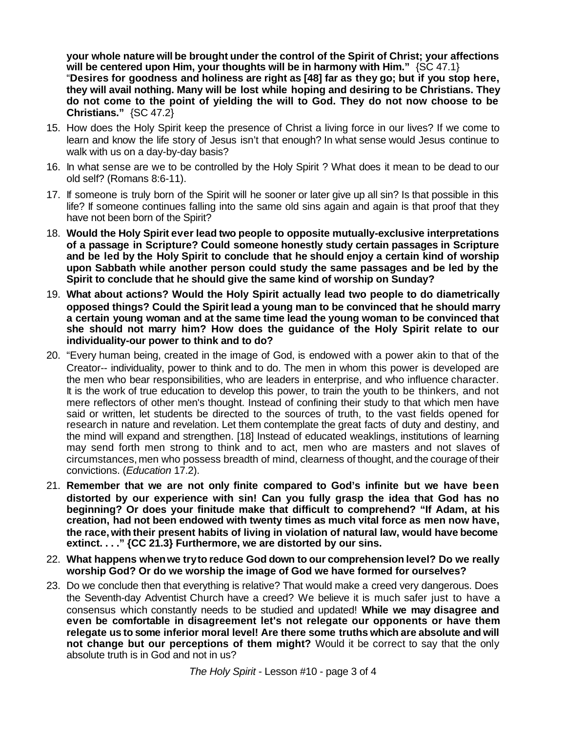**your whole nature will be brought under the control of the Spirit of Christ; your affections will be centered upon Him, your thoughts will be in harmony with Him."** {SC 47.1}
"**Desires for goodness and holiness are right as [48] far as they go; but if you stop here, they will avail nothing. Many will be lost while hoping and desiring to be Christians. They do not come to the point of yielding the will to God. They do not now choose to be Christians."** {SC 47.2}

15. How does the Holy Spirit keep the presence of Christ a living force in our lives? If we come to learn and know the life story of Jesus isn't that enough? In what sense would Jesus continue to walk with us on a day-by-day basis?
16. In what sense are we to be controlled by the Holy Spirit ? What does it mean to be dead to our old self? (Romans 8:6-11).
17. If someone is truly born of the Spirit will he sooner or later give up all sin? Is that possible in this life? If someone continues falling into the same old sins again and again is that proof that they have not been born of the Spirit?
18. **Would the Holy Spirit ever lead two people to opposite mutually-exclusive interpretations of a passage in Scripture? Could someone honestly study certain passages in Scripture and be led by the Holy Spirit to conclude that he should enjoy a certain kind of worship upon Sabbath while another person could study the same passages and be led by the Spirit to conclude that he should give the same kind of worship on Sunday?**
19. **What about actions? Would the Holy Spirit actually lead two people to do diametrically opposed things? Could the Spirit lead a young man to be convinced that he should marry a certain young woman and at the same time lead the young woman to be convinced that she should not marry him? How does the guidance of the Holy Spirit relate to our individuality-our power to think and to do?**
20. "Every human being, created in the image of God, is endowed with a power akin to that of the Creator-- individuality, power to think and to do. The men in whom this power is developed are the men who bear responsibilities, who are leaders in enterprise, and who influence character. It is the work of true education to develop this power, to train the youth to be thinkers, and not mere reflectors of other men's thought. Instead of confining their study to that which men have said or written, let students be directed to the sources of truth, to the vast fields opened for research in nature and revelation. Let them contemplate the great facts of duty and destiny, and the mind will expand and strengthen. [18] Instead of educated weaklings, institutions of learning may send forth men strong to think and to act, men who are masters and not slaves of circumstances, men who possess breadth of mind, clearness of thought, and the courage of their convictions. (*Education* 17.2).
21. **Remember that we are not only finite compared to God's infinite but we have been distorted by our experience with sin! Can you fully grasp the idea that God has no beginning? Or does your finitude make that difficult to comprehend? "If Adam, at his creation, had not been endowed with twenty times as much vital force as men now have, the race, with their present habits of living in violation of natural law, would have become extinct. . . ." {CC 21.3} Furthermore, we are distorted by our sins.**
22. **What happens when we try to reduce God down to our comprehension level? Do we really worship God? Or do we worship the image of God we have formed for ourselves?**
23. Do we conclude then that everything is relative? That would make a creed very dangerous. Does the Seventh-day Adventist Church have a creed? We believe it is much safer just to have a consensus which constantly needs to be studied and updated! **While we may disagree and even be comfortable in disagreement let's not relegate our opponents or have them relegate us to some inferior moral level! Are there some truths which are absolute and will not change but our perceptions of them might?** Would it be correct to say that the only absolute truth is in God and not in us?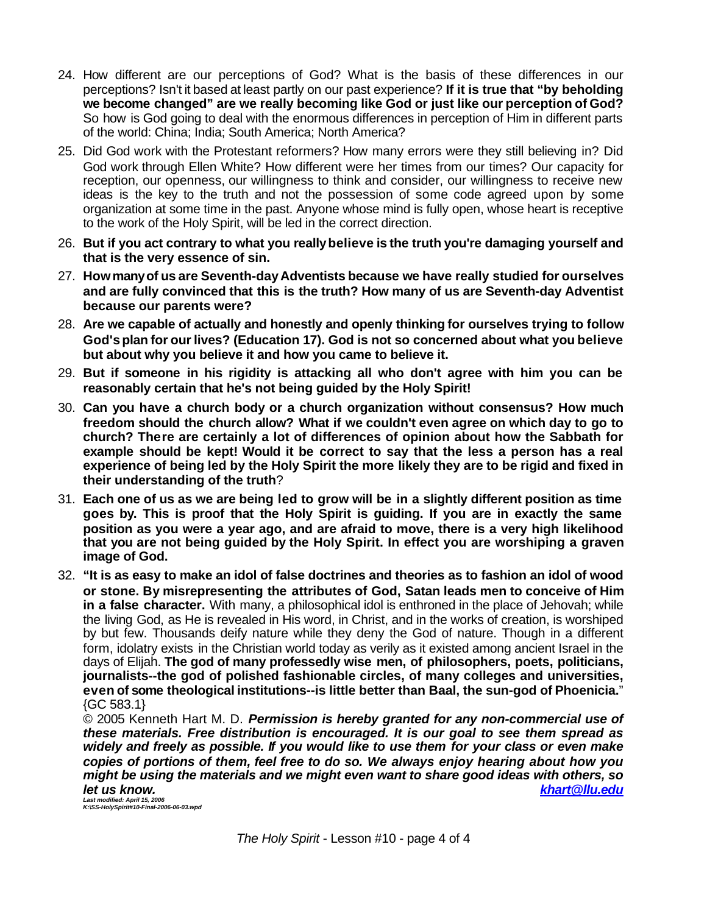24. How different are our perceptions of God? What is the basis of these differences in our perceptions? Isn't it based at least partly on our past experience? **If it is true that "by beholding we become changed" are we really becoming like God or just like our perception of God?** So how is God going to deal with the enormous differences in perception of Him in different parts of the world: China; India; South America; North America?

25. Did God work with the Protestant reformers? How many errors were they still believing in? Did God work through Ellen White? How different were her times from our times? Our capacity for reception, our openness, our willingness to think and consider, our willingness to receive new ideas is the key to the truth and not the possession of some code agreed upon by some organization at some time in the past. Anyone whose mind is fully open, whose heart is receptive to the work of the Holy Spirit, will be led in the correct direction.

26. **But if you act contrary to what you really believe is the truth you're damaging yourself and that is the very essence of sin.**

27. **How many of us are Seventh-day Adventists because we have really studied for ourselves and are fully convinced that this is the truth? How many of us are Seventh-day Adventist because our parents were?**

28. **Are we capable of actually and honestly and openly thinking for ourselves trying to follow God's plan for our lives? (Education 17). God is not so concerned about what you believe but about why you believe it and how you came to believe it.**

29. **But if someone in his rigidity is attacking all who don't agree with him you can be reasonably certain that he's not being guided by the Holy Spirit!**

30. **Can you have a church body or a church organization without consensus? How much freedom should the church allow? What if we couldn't even agree on which day to go to church? There are certainly a lot of differences of opinion about how the Sabbath for example should be kept! Would it be correct to say that the less a person has a real experience of being led by the Holy Spirit the more likely they are to be rigid and fixed in their understanding of the truth**?

31. **Each one of us as we are being led to grow will be in a slightly different position as time goes by. This is proof that the Holy Spirit is guiding. If you are in exactly the same position as you were a year ago, and are afraid to move, there is a very high likelihood that you are not being guided by the Holy Spirit. In effect you are worshiping a graven image of God.**

32. **"It is as easy to make an idol of false doctrines and theories as to fashion an idol of wood or stone. By misrepresenting the attributes of God, Satan leads men to conceive of Him in a false character.** With many, a philosophical idol is enthroned in the place of Jehovah; while the living God, as He is revealed in His word, in Christ, and in the works of creation, is worshiped by but few. Thousands deify nature while they deny the God of nature. Though in a different form, idolatry exists in the Christian world today as verily as it existed among ancient Israel in the days of Elijah. **The god of many professedly wise men, of philosophers, poets, politicians, journalists--the god of polished fashionable circles, of many colleges and universities, even of some theological institutions--is little better than Baal, the sun-god of Phoenicia.**" {GC 583.1}

© 2005 Kenneth Hart M. D. ***Permission is hereby granted for any non-commercial use of these materials. Free distribution is encouraged. It is our goal to see them spread as widely and freely as possible. If you would like to use them for your class or even make copies of portions of them, feel free to do so. We always enjoy hearing about how you might be using the materials and we might even want to share good ideas with others, so let us know.*** ***khart@llu.edu***

***Last modified: April 15, 2006***
***K:\SS-HolySpirit#10-Final-2006-06-03.wpd***